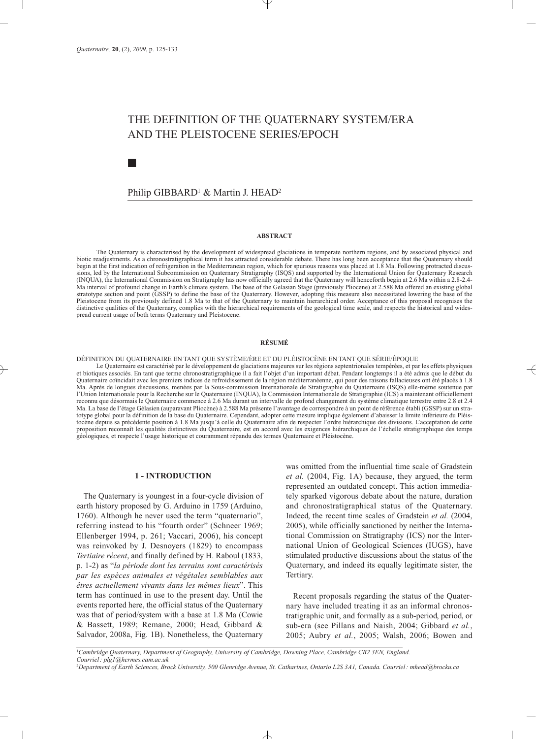# THE DEFINITION OF THE QUATERNARY SYSTEM/ERA AND THE PLEISTOCENE SERIES/EPOCH

■

Philip GIBBARD[1] & Martin J. HEAD[2]

## ABSTRACT

The Quaternary is characterised by the development of widespread glaciations in temperate northern regions, and by associated physical and biotic readjustments. As a chronostratigraphical term it has attracted considerable debate. There has long been acceptance that the Quaternary should begin at the first indication of refrigeration in the Mediterranean region, which for spurious reasons was placed at 1.8 Ma. Following protracted discussions, led by the International Subcommission on Quaternary Stratigraphy (ISQS) and supported by the International Union for Quaternary Research (INQUA), the International Commission on Stratigraphy has now officially agreed that the Quaternary will henceforth begin at 2.6 Ma within a 2.8-2.4-Ma interval of profound change in Earth's climate system. The base of the Gelasian Stage (previously Pliocene) at 2.588 Ma offered an existing global stratotype section and point (GSSP) to define the base of the Quaternary. However, adopting this measure also necessitated lowering the base of the Pleistocene from its previously defined 1.8 Ma to that of the Quaternary to maintain hierarchical order. Acceptance of this proposal recognises the distinctive qualities of the Quaternary, complies with the hierarchical requirements of the geological time scale, and respects the historical and widespread current usage of both terms Quaternary and Pleistocene.

## RÉSUMÉ

DÉFINITION DU QUATERNAIRE EN TANT QUE SYSTÈME/ÈRE ET DU PLÉISTOCÈNE EN TANT QUE SÉRIE/ÉPOQUE

Le Quaternaire est caractérisé par le développement de glaciations majeures sur les régions septentrionales tempérées, et par les effets physiques et biotiques associés. En tant que terme chronostratigraphique il a fait l'objet d'un important débat. Pendant longtemps il a été admis que le début du Quaternaire coïncidait avec les premiers indices de refroidissement de la région méditerranéenne, qui pour des raisons fallacieuses ont été placés à 1.8 Ma. Après de longues discussions, menées par la Sous-commission Internationale de Stratigraphie du Quaternaire (ISQS) elle-même soutenue par l'Union Internationale pour la Recherche sur le Quaternaire (INQUA), la Commission Internationale de Stratigraphie (ICS) a maintenant officiellement reconnu que désormais le Quaternaire commence à 2.6 Ma durant un intervalle de profond changement du système climatique terrestre entre 2.8 et 2.4 Ma. La base de l'étage Gélasien (auparavant Pliocène) à 2.588 Ma présente l'avantage de correspondre à un point de référence établi (GSSP) sur un stratotype global pour la définition de la base du Quaternaire. Cependant, adopter cette mesure implique également d'abaisser la limite inférieure du Pléistocène depuis sa précédente position à 1.8 Ma jusqu'à celle du Quaternaire afin de respecter l'ordre hiérarchique des divisions. L'acceptation de cette proposition reconnaît les qualités distinctives du Quaternaire, est en accord avec les exigences hiérarchiques de l'échelle stratigraphique des temps géologiques, et respecte l'usage historique et couramment répandu des termes Quaternaire et Pléistocène.

## 1 - INTRODUCTION

The Quaternary is youngest in a four-cycle division of earth history proposed by G. Arduino in 1759 (Arduino, 1760). Although he never used the term "quaternario", referring instead to his "fourth order" (Schneer 1969; Ellenberger 1994, p. 261; Vaccari, 2006), his concept was reinvoked by J. Desnoyers (1829) to encompass *Tertiaire récent*, and finally defined by H. Raboul (1833, p. 1-2) as "*la période dont les terrains sont caractérisés par les espèces animales et végétales semblables aux êtres actuellement vivants dans les mêmes lieux*". This term has continued in use to the present day. Until the events reported here, the official status of the Quaternary was that of period/system with a base at 1.8 Ma (Cowie & Bassett, 1989; Remane, 2000; Head, Gibbard & Salvador, 2008a, Fig. 1B). Nonetheless, the Quaternary was omitted from the influential time scale of Gradstein *et al.* (2004, Fig. 1A) because, they argued, the term represented an outdated concept. This action immediately sparked vigorous debate about the nature, duration and chronostratigraphical status of the Quaternary. Indeed, the recent time scales of Gradstein *et al.* (2004, 2005), while officially sanctioned by neither the International Commission on Stratigraphy (ICS) nor the International Union of Geological Sciences (IUGS), have stimulated productive discussions about the status of the Quaternary, and indeed its equally legitimate sister, the Tertiary.

Recent proposals regarding the status of the Quaternary have included treating it as an informal chronostratigraphic unit, and formally as a sub-period, period, or sub-era (see Pillans and Naish, 2004; Gibbard *et al.*, 2005; Aubry *et al.*, 2005; Walsh, 2006; Bowen and

[1] *Cambridge Quaternary, Department of Geography, University of Cambridge, Downing Place, Cambridge CB2 3EN, England. Courriel : plg1@hermes.cam.ac.uk*

[2] *Department of Earth Sciences, Brock University, 500 Glenridge Avenue, St. Catharines, Ontario L2S 3A1, Canada. Courriel : mhead@brocku.ca*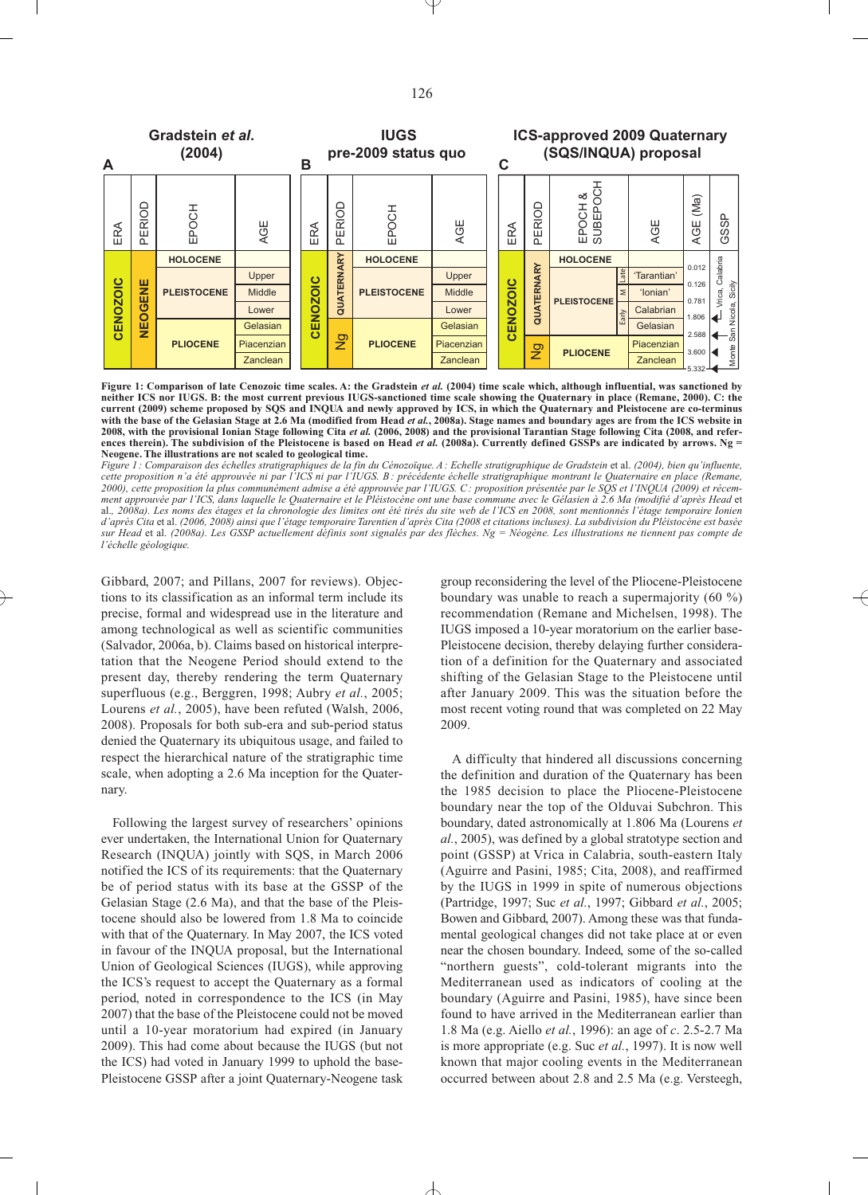**Gradstein *et al.* (2004)** | **IUGS pre-2009 status quo** | **ICS-approved 2009 Quaternary (SQS/INQUA) proposal**

**A**

| ERA | PERIOD | EPOCH | AGE |
|---|---|---|---|
| CENOZOIC | NEOGENE | HOLOCENE | |
| | | PLEISTOCENE | Upper |
| | | | Middle |
| | | | Lower |
| | | PLIOCENE | Gelasian |
| | | | Piacenzian |
| | | | Zanclean |

**B**

| ERA | PERIOD | EPOCH | AGE |
|---|---|---|---|
| CENOZOIC | QUATERNARY | HOLOCENE | |
| | | PLEISTOCENE | Upper |
| | | | Middle |
| | | | Lower |
| | Ng | PLIOCENE | Gelasian |
| | | | Piacenzian |
| | | | Zanclean |

**C**

| ERA | PERIOD | EPOCH & SUBEPOCH | | AGE | AGE (Ma) | GSSP |
|---|---|---|---|---|---|---|
| CENOZOIC | QUATERNARY | HOLOCENE | | | 0.012 | |
| | | PLEISTOCENE | Late | 'Tarantian' | 0.126 | |
| | | | M | 'Ionian' | 0.781 | |
| | | | Early | Calabrian | 1.806 | Vrica, Calabria |
| | | | | Gelasian | 2.588 | Monte San Nicola, Sicily |
| | Ng | PLIOCENE | | Piacenzian | 3.600 | ◄ |
| | | | | Zanclean | 5.332 | ◄ |

**Figure 1: Comparison of late Cenozoic time scales. A: the Gradstein *et al.* (2004) time scale which, although influential, was sanctioned by neither ICS nor IUGS. B: the most current previous IUGS-sanctioned time scale showing the Quaternary in place (Remane, 2000). C: the current (2009) scheme proposed by SQS and INQUA and newly approved by ICS, in which the Quaternary and Pleistocene are co-terminus with the base of the Gelasian Stage at 2.6 Ma (modified from Head *et al.*, 2008a). Stage names and boundary ages are from the ICS website in 2008, with the provisional Ionian Stage following Cita *et al.* (2006, 2008) and the provisional Tarantian Stage following Cita (2008, and references therein). The subdivision of the Pleistocene is based on Head *et al.* (2008a). Currently defined GSSPs are indicated by arrows. Ng = Neogene. The illustrations are not scaled to geological time.**

*Figure 1 : Comparaison des échelles stratigraphiques de la fin du Cénozoïque. A : Echelle stratigraphique de Gradstein* et al. *(2004), bien qu'influente, cette proposition n'a été approuvée ni par l'ICS ni par l'IUGS. B : précédente échelle stratigraphique montrant le Quaternaire en place (Remane, 2000), cette proposition la plus communément admise a été approuvée par l'IUGS. C : proposition présentée par le SQS et l'INQUA (2009) et récemment approuvée par l'ICS, dans laquelle le Quaternaire et le Pléistocène ont une base commune avec le Gélasien à 2.6 Ma (modifié d'après Head* et al.*, 2008a). Les noms des étages et la chronologie des limites ont été tirés du site web de l'ICS en 2008, sont mentionnés l'étage temporaire Ionien d'après Cita* et al. *(2006, 2008) ainsi que l'étage temporaire Tarentien d'après Cita (2008 et citations incluses). La subdivision du Pléistocène est basée sur Head* et al. *(2008a). Les GSSP actuellement définis sont signalés par des flèches. Ng = Néogène. Les illustrations ne tiennent pas compte de l'échelle géologique.*

Gibbard, 2007; and Pillans, 2007 for reviews). Objections to its classification as an informal term include its precise, formal and widespread use in the literature and among technological as well as scientific communities (Salvador, 2006a, b). Claims based on historical interpretation that the Neogene Period should extend to the present day, thereby rendering the term Quaternary superfluous (e.g., Berggren, 1998; Aubry *et al.*, 2005; Lourens *et al.*, 2005), have been refuted (Walsh, 2006, 2008). Proposals for both sub-era and sub-period status denied the Quaternary its ubiquitous usage, and failed to respect the hierarchical nature of the stratigraphic time scale, when adopting a 2.6 Ma inception for the Quaternary.

Following the largest survey of researchers' opinions ever undertaken, the International Union for Quaternary Research (INQUA) jointly with SQS, in March 2006 notified the ICS of its requirements: that the Quaternary be of period status with its base at the GSSP of the Gelasian Stage (2.6 Ma), and that the base of the Pleistocene should also be lowered from 1.8 Ma to coincide with that of the Quaternary. In May 2007, the ICS voted in favour of the INQUA proposal, but the International Union of Geological Sciences (IUGS), while approving the ICS's request to accept the Quaternary as a formal period, noted in correspondence to the ICS (in May 2007) that the base of the Pleistocene could not be moved until a 10-year moratorium had expired (in January 2009). This had come about because the IUGS (but not the ICS) had voted in January 1999 to uphold the base-Pleistocene GSSP after a joint Quaternary-Neogene task group reconsidering the level of the Pliocene-Pleistocene boundary was unable to reach a supermajority (60 %) recommendation (Remane and Michelsen, 1998). The IUGS imposed a 10-year moratorium on the earlier base-Pleistocene decision, thereby delaying further consideration of a definition for the Quaternary and associated shifting of the Gelasian Stage to the Pleistocene until after January 2009. This was the situation before the most recent voting round that was completed on 22 May 2009.

A difficulty that hindered all discussions concerning the definition and duration of the Quaternary has been the 1985 decision to place the Pliocene-Pleistocene boundary near the top of the Olduvai Subchron. This boundary, dated astronomically at 1.806 Ma (Lourens *et al.*, 2005), was defined by a global stratotype section and point (GSSP) at Vrica in Calabria, south-eastern Italy (Aguirre and Pasini, 1985; Cita, 2008), and reaffirmed by the IUGS in 1999 in spite of numerous objections (Partridge, 1997; Suc *et al.*, 1997; Gibbard *et al.*, 2005; Bowen and Gibbard, 2007). Among these was that fundamental geological changes did not take place at or even near the chosen boundary. Indeed, some of the so-called "northern guests", cold-tolerant migrants into the Mediterranean used as indicators of cooling at the boundary (Aguirre and Pasini, 1985), have since been found to have arrived in the Mediterranean earlier than 1.8 Ma (e.g. Aiello *et al.*, 1996): an age of *c.* 2.5-2.7 Ma is more appropriate (e.g. Suc *et al.*, 1997). It is now well known that major cooling events in the Mediterranean occurred between about 2.8 and 2.5 Ma (e.g. Versteegh,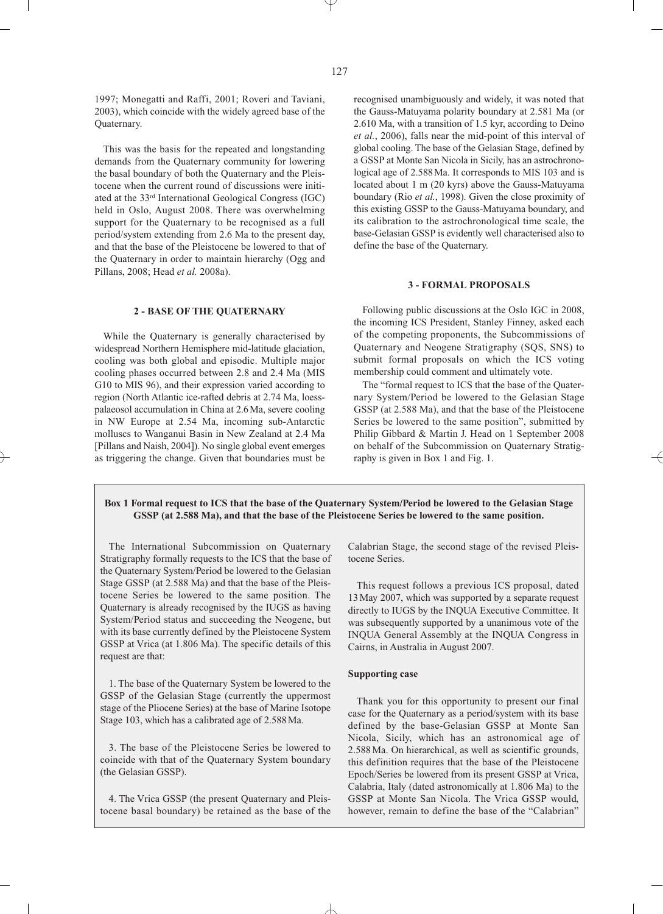1997; Monegatti and Raffi, 2001; Roveri and Taviani, 2003), which coincide with the widely agreed base of the Quaternary.

This was the basis for the repeated and longstanding demands from the Quaternary community for lowering the basal boundary of both the Quaternary and the Pleistocene when the current round of discussions were initiated at the 33rd International Geological Congress (IGC) held in Oslo, August 2008. There was overwhelming support for the Quaternary to be recognised as a full period/system extending from 2.6 Ma to the present day, and that the base of the Pleistocene be lowered to that of the Quaternary in order to maintain hierarchy (Ogg and Pillans, 2008; Head *et al.* 2008a).

## 2 - BASE OF THE QUATERNARY

While the Quaternary is generally characterised by widespread Northern Hemisphere mid-latitude glaciation, cooling was both global and episodic. Multiple major cooling phases occurred between 2.8 and 2.4 Ma (MIS G10 to MIS 96), and their expression varied according to region (North Atlantic ice-rafted debris at 2.74 Ma, loess-palaeosol accumulation in China at 2.6 Ma, severe cooling in NW Europe at 2.54 Ma, incoming sub-Antarctic molluscs to Wanganui Basin in New Zealand at 2.4 Ma [Pillans and Naish, 2004]). No single global event emerges as triggering the change. Given that boundaries must be recognised unambiguously and widely, it was noted that the Gauss-Matuyama polarity boundary at 2.581 Ma (or 2.610 Ma, with a transition of 1.5 kyr, according to Deino *et al.*, 2006), falls near the mid-point of this interval of global cooling. The base of the Gelasian Stage, defined by a GSSP at Monte San Nicola in Sicily, has an astrochronological age of 2.588 Ma. It corresponds to MIS 103 and is located about 1 m (20 kyrs) above the Gauss-Matuyama boundary (Rio *et al.*, 1998). Given the close proximity of this existing GSSP to the Gauss-Matuyama boundary, and its calibration to the astrochronological time scale, the base-Gelasian GSSP is evidently well characterised also to define the base of the Quaternary.

## 3 - FORMAL PROPOSALS

Following public discussions at the Oslo IGC in 2008, the incoming ICS President, Stanley Finney, asked each of the competing proponents, the Subcommissions of Quaternary and Neogene Stratigraphy (SQS, SNS) to submit formal proposals on which the ICS voting membership could comment and ultimately vote.

The "formal request to ICS that the base of the Quaternary System/Period be lowered to the Gelasian Stage GSSP (at 2.588 Ma), and that the base of the Pleistocene Series be lowered to the same position", submitted by Philip Gibbard & Martin J. Head on 1 September 2008 on behalf of the Subcommission on Quaternary Stratigraphy is given in Box 1 and Fig. 1.

**Box 1 Formal request to ICS that the base of the Quaternary System/Period be lowered to the Gelasian Stage GSSP (at 2.588 Ma), and that the base of the Pleistocene Series be lowered to the same position.**

The International Subcommission on Quaternary Stratigraphy formally requests to the ICS that the base of the Quaternary System/Period be lowered to the Gelasian Stage GSSP (at 2.588 Ma) and that the base of the Pleistocene Series be lowered to the same position. The Quaternary is already recognised by the IUGS as having System/Period status and succeeding the Neogene, but with its base currently defined by the Pleistocene System GSSP at Vrica (at 1.806 Ma). The specific details of this request are that:

1. The base of the Quaternary System be lowered to the GSSP of the Gelasian Stage (currently the uppermost stage of the Pliocene Series) at the base of Marine Isotope Stage 103, which has a calibrated age of 2.588 Ma.

3. The base of the Pleistocene Series be lowered to coincide with that of the Quaternary System boundary (the Gelasian GSSP).

4. The Vrica GSSP (the present Quaternary and Pleistocene basal boundary) be retained as the base of the Calabrian Stage, the second stage of the revised Pleistocene Series.

This request follows a previous ICS proposal, dated 13 May 2007, which was supported by a separate request directly to IUGS by the INQUA Executive Committee. It was subsequently supported by a unanimous vote of the INQUA General Assembly at the INQUA Congress in Cairns, in Australia in August 2007.

**Supporting case**

Thank you for this opportunity to present our final case for the Quaternary as a period/system with its base defined by the base-Gelasian GSSP at Monte San Nicola, Sicily, which has an astronomical age of 2.588 Ma. On hierarchical, as well as scientific grounds, this definition requires that the base of the Pleistocene Epoch/Series be lowered from its present GSSP at Vrica, Calabria, Italy (dated astronomically at 1.806 Ma) to the GSSP at Monte San Nicola. The Vrica GSSP would, however, remain to define the base of the "Calabrian"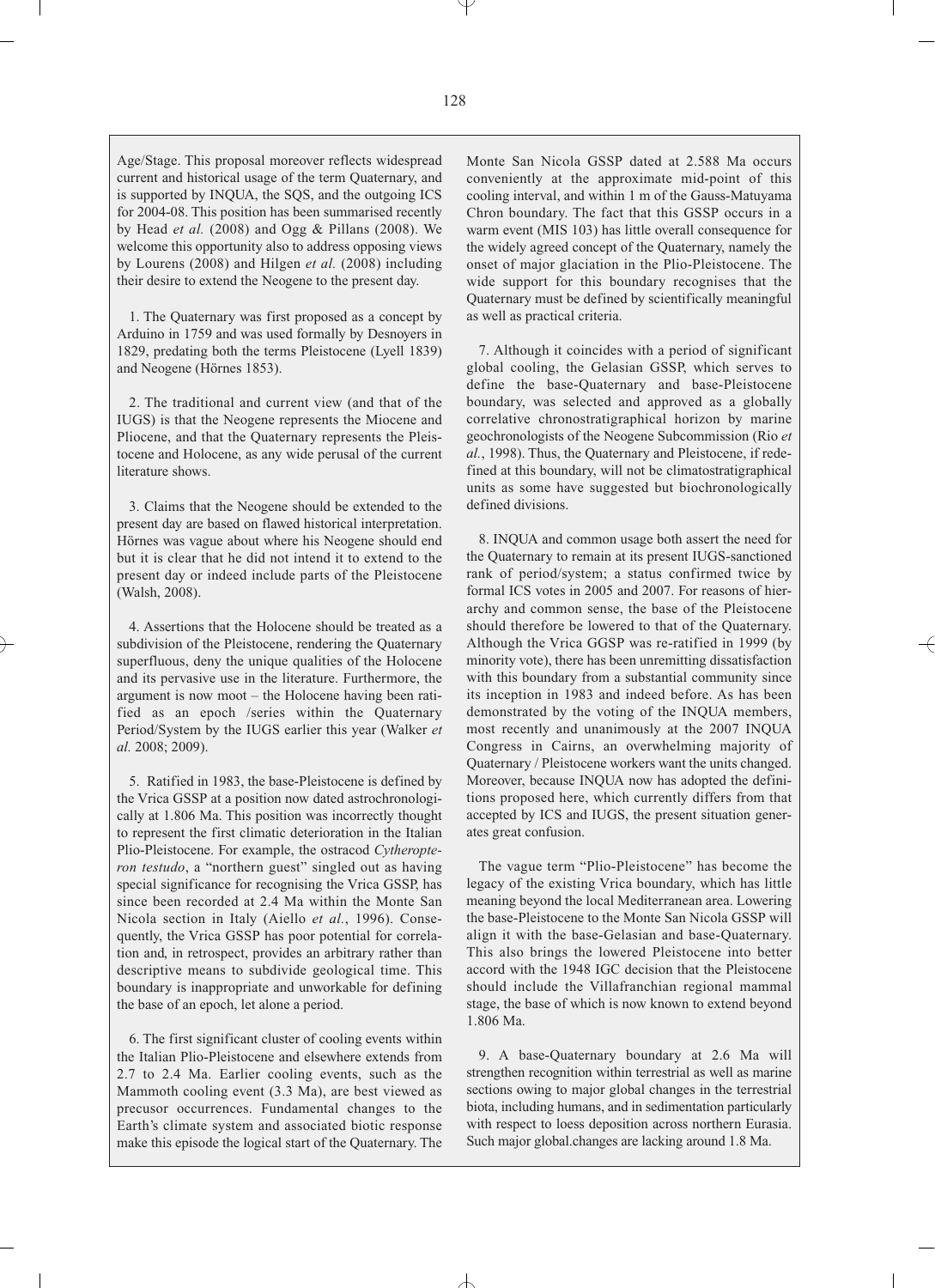Age/Stage. This proposal moreover reflects widespread current and historical usage of the term Quaternary, and is supported by INQUA, the SQS, and the outgoing ICS for 2004-08. This position has been summarised recently by Head *et al.* (2008) and Ogg & Pillans (2008). We welcome this opportunity also to address opposing views by Lourens (2008) and Hilgen *et al.* (2008) including their desire to extend the Neogene to the present day.

1. The Quaternary was first proposed as a concept by Arduino in 1759 and was used formally by Desnoyers in 1829, predating both the terms Pleistocene (Lyell 1839) and Neogene (Hörnes 1853).

2. The traditional and current view (and that of the IUGS) is that the Neogene represents the Miocene and Pliocene, and that the Quaternary represents the Pleistocene and Holocene, as any wide perusal of the current literature shows.

3. Claims that the Neogene should be extended to the present day are based on flawed historical interpretation. Hörnes was vague about where his Neogene should end but it is clear that he did not intend it to extend to the present day or indeed include parts of the Pleistocene (Walsh, 2008).

4. Assertions that the Holocene should be treated as a subdivision of the Pleistocene, rendering the Quaternary superfluous, deny the unique qualities of the Holocene and its pervasive use in the literature. Furthermore, the argument is now moot – the Holocene having been ratified as an epoch /series within the Quaternary Period/System by the IUGS earlier this year (Walker *et al.* 2008; 2009).

5. Ratified in 1983, the base-Pleistocene is defined by the Vrica GSSP at a position now dated astrochronologically at 1.806 Ma. This position was incorrectly thought to represent the first climatic deterioration in the Italian Plio-Pleistocene. For example, the ostracod *Cytheropteron testudo*, a "northern guest" singled out as having special significance for recognising the Vrica GSSP, has since been recorded at 2.4 Ma within the Monte San Nicola section in Italy (Aiello *et al.*, 1996). Consequently, the Vrica GSSP has poor potential for correlation and, in retrospect, provides an arbitrary rather than descriptive means to subdivide geological time. This boundary is inappropriate and unworkable for defining the base of an epoch, let alone a period.

6. The first significant cluster of cooling events within the Italian Plio-Pleistocene and elsewhere extends from 2.7 to 2.4 Ma. Earlier cooling events, such as the Mammoth cooling event (3.3 Ma), are best viewed as precusor occurrences. Fundamental changes to the Earth's climate system and associated biotic response make this episode the logical start of the Quaternary. The Monte San Nicola GSSP dated at 2.588 Ma occurs conveniently at the approximate mid-point of this cooling interval, and within 1 m of the Gauss-Matuyama Chron boundary. The fact that this GSSP occurs in a warm event (MIS 103) has little overall consequence for the widely agreed concept of the Quaternary, namely the onset of major glaciation in the Plio-Pleistocene. The wide support for this boundary recognises that the Quaternary must be defined by scientifically meaningful as well as practical criteria.

7. Although it coincides with a period of significant global cooling, the Gelasian GSSP, which serves to define the base-Quaternary and base-Pleistocene boundary, was selected and approved as a globally correlative chronostratigraphical horizon by marine geochronologists of the Neogene Subcommission (Rio *et al.*, 1998). Thus, the Quaternary and Pleistocene, if redefined at this boundary, will not be climatostratigraphical units as some have suggested but biochronologically defined divisions.

8. INQUA and common usage both assert the need for the Quaternary to remain at its present IUGS-sanctioned rank of period/system; a status confirmed twice by formal ICS votes in 2005 and 2007. For reasons of hierarchy and common sense, the base of the Pleistocene should therefore be lowered to that of the Quaternary. Although the Vrica GGSP was re-ratified in 1999 (by minority vote), there has been unremitting dissatisfaction with this boundary from a substantial community since its inception in 1983 and indeed before. As has been demonstrated by the voting of the INQUA members, most recently and unanimously at the 2007 INQUA Congress in Cairns, an overwhelming majority of Quaternary / Pleistocene workers want the units changed. Moreover, because INQUA now has adopted the definitions proposed here, which currently differs from that accepted by ICS and IUGS, the present situation generates great confusion.

The vague term "Plio-Pleistocene" has become the legacy of the existing Vrica boundary, which has little meaning beyond the local Mediterranean area. Lowering the base-Pleistocene to the Monte San Nicola GSSP will align it with the base-Gelasian and base-Quaternary. This also brings the lowered Pleistocene into better accord with the 1948 IGC decision that the Pleistocene should include the Villafranchian regional mammal stage, the base of which is now known to extend beyond 1.806 Ma.

9. A base-Quaternary boundary at 2.6 Ma will strengthen recognition within terrestrial as well as marine sections owing to major global changes in the terrestrial biota, including humans, and in sedimentation particularly with respect to loess deposition across northern Eurasia. Such major global.changes are lacking around 1.8 Ma.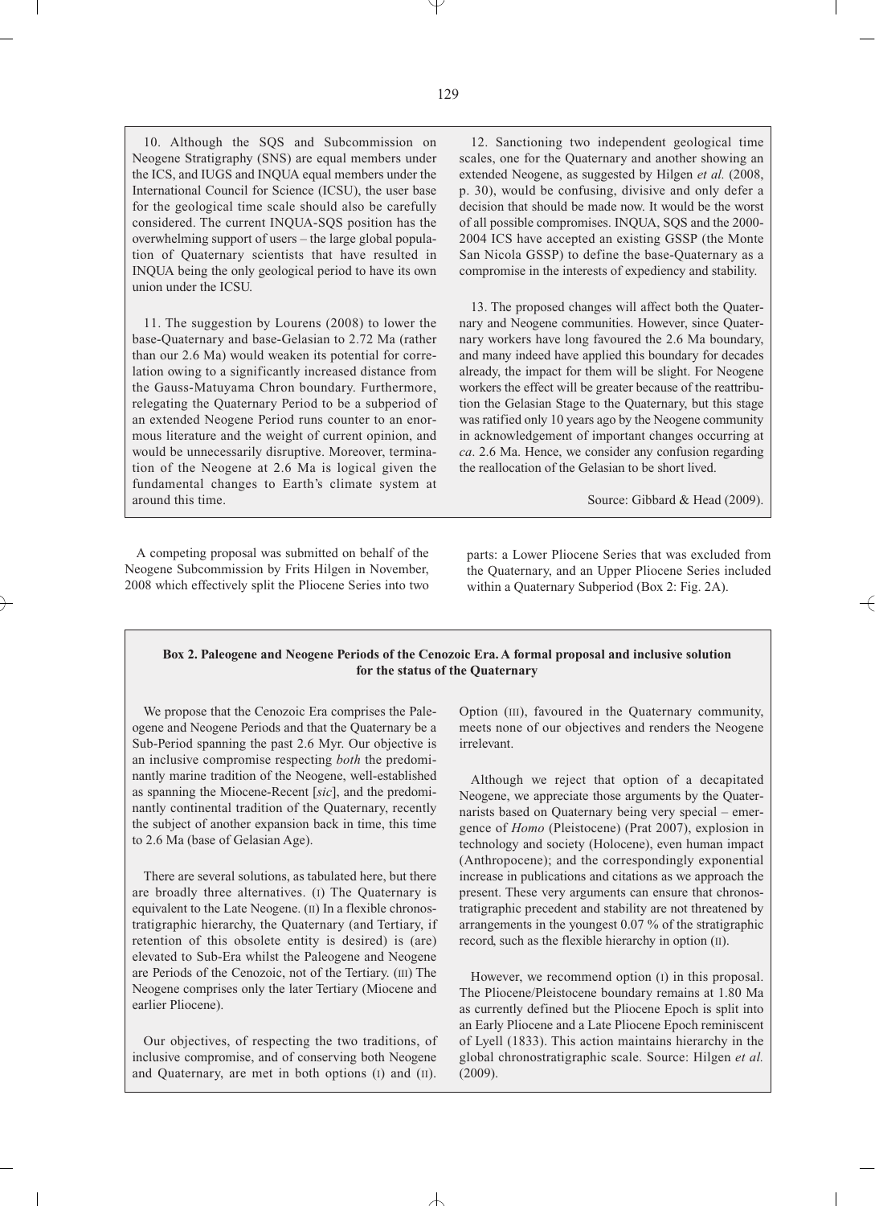10. Although the SQS and Subcommission on Neogene Stratigraphy (SNS) are equal members under the ICS, and IUGS and INQUA equal members under the International Council for Science (ICSU), the user base for the geological time scale should also be carefully considered. The current INQUA-SQS position has the overwhelming support of users – the large global population of Quaternary scientists that have resulted in INQUA being the only geological period to have its own union under the ICSU.

11. The suggestion by Lourens (2008) to lower the base-Quaternary and base-Gelasian to 2.72 Ma (rather than our 2.6 Ma) would weaken its potential for correlation owing to a significantly increased distance from the Gauss-Matuyama Chron boundary. Furthermore, relegating the Quaternary Period to be a subperiod of an extended Neogene Period runs counter to an enormous literature and the weight of current opinion, and would be unnecessarily disruptive. Moreover, termination of the Neogene at 2.6 Ma is logical given the fundamental changes to Earth's climate system at around this time.

12. Sanctioning two independent geological time scales, one for the Quaternary and another showing an extended Neogene, as suggested by Hilgen *et al.* (2008, p. 30), would be confusing, divisive and only defer a decision that should be made now. It would be the worst of all possible compromises. INQUA, SQS and the 2000-2004 ICS have accepted an existing GSSP (the Monte San Nicola GSSP) to define the base-Quaternary as a compromise in the interests of expediency and stability.

13. The proposed changes will affect both the Quaternary and Neogene communities. However, since Quaternary workers have long favoured the 2.6 Ma boundary, and many indeed have applied this boundary for decades already, the impact for them will be slight. For Neogene workers the effect will be greater because of the reattribution the Gelasian Stage to the Quaternary, but this stage was ratified only 10 years ago by the Neogene community in acknowledgement of important changes occurring at *ca*. 2.6 Ma. Hence, we consider any confusion regarding the reallocation of the Gelasian to be short lived.

Source: Gibbard & Head (2009).

A competing proposal was submitted on behalf of the Neogene Subcommission by Frits Hilgen in November, 2008 which effectively split the Pliocene Series into two parts: a Lower Pliocene Series that was excluded from the Quaternary, and an Upper Pliocene Series included within a Quaternary Subperiod (Box 2: Fig. 2A).

**Box 2. Paleogene and Neogene Periods of the Cenozoic Era. A formal proposal and inclusive solution for the status of the Quaternary**

We propose that the Cenozoic Era comprises the Paleogene and Neogene Periods and that the Quaternary be a Sub-Period spanning the past 2.6 Myr. Our objective is an inclusive compromise respecting *both* the predominantly marine tradition of the Neogene, well-established as spanning the Miocene-Recent [*sic*], and the predominantly continental tradition of the Quaternary, recently the subject of another expansion back in time, this time to 2.6 Ma (base of Gelasian Age).

There are several solutions, as tabulated here, but there are broadly three alternatives. (I) The Quaternary is equivalent to the Late Neogene. (II) In a flexible chronostratigraphic hierarchy, the Quaternary (and Tertiary, if retention of this obsolete entity is desired) is (are) elevated to Sub-Era whilst the Paleogene and Neogene are Periods of the Cenozoic, not of the Tertiary. (III) The Neogene comprises only the later Tertiary (Miocene and earlier Pliocene).

Our objectives, of respecting the two traditions, of inclusive compromise, and of conserving both Neogene and Quaternary, are met in both options (I) and (II). Option (III), favoured in the Quaternary community, meets none of our objectives and renders the Neogene irrelevant.

Although we reject that option of a decapitated Neogene, we appreciate those arguments by the Quaternarists based on Quaternary being very special – emergence of *Homo* (Pleistocene) (Prat 2007), explosion in technology and society (Holocene), even human impact (Anthropocene); and the correspondingly exponential increase in publications and citations as we approach the present. These very arguments can ensure that chronostratigraphic precedent and stability are not threatened by arrangements in the youngest 0.07 % of the stratigraphic record, such as the flexible hierarchy in option (II).

However, we recommend option (I) in this proposal. The Pliocene/Pleistocene boundary remains at 1.80 Ma as currently defined but the Pliocene Epoch is split into an Early Pliocene and a Late Pliocene Epoch reminiscent of Lyell (1833). This action maintains hierarchy in the global chronostratigraphic scale. Source: Hilgen *et al.* (2009).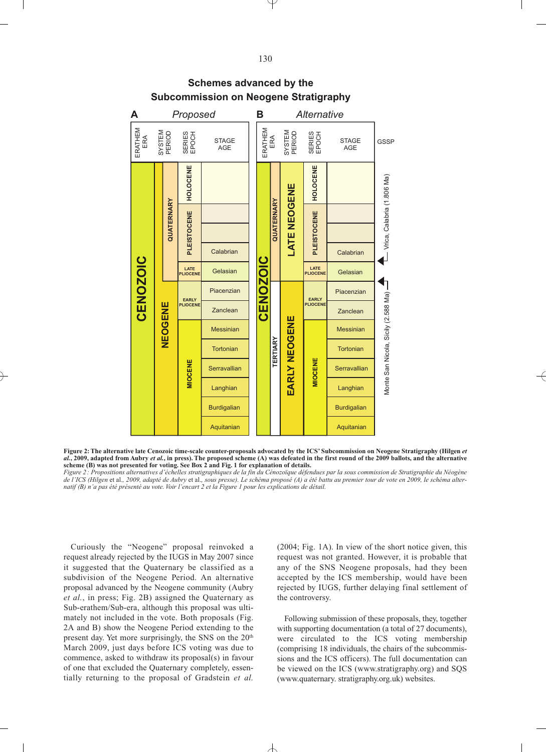## Schemes advanced by the Subcommission on Neogene Stratigraphy

**A** *Proposed*

| ERATHEM ERA | SYSTEM PERIOD | | SERIES EPOCH | STAGE AGE |
|---|---|---|---|---|
| CENOZOIC | NEOGENE | QUATERNARY | HOLOCENE | |
| | | | PLEISTOCENE | |
| | | | | |
| | | | | Calabrian |
| | | | LATE PLIOCENE | Gelasian |
| | | | EARLY PLIOCENE | Piacenzian |
| | | | | Zanclean |
| | | | MIOCENE | Messinian |
| | | | | Tortonian |
| | | | | Serravallian |
| | | | | Langhian |
| | | | | Burdigalian |
| | | | | Aquitanian |

**B** *Alternative*

| ERATHEM ERA | | SYSTEM PERIOD | SERIES EPOCH | STAGE AGE | GSSP |
|---|---|---|---|---|---|
| CENOZOIC | QUATERNARY | LATE NEOGENE | HOLOCENE | | |
| | | | PLEISTOCENE | | |
| | | | | | |
| | | | | Calabrian | Vrica, Calabria (1.806 Ma) |
| | | | LATE PLIOCENE | Gelasian | Monte San Nicola, Sicily (2.588 Ma) |
| | TERTIARY | EARLY NEOGENE | EARLY PLIOCENE | Piacenzian | |
| | | | | Zanclean | |
| | | | MIOCENE | Messinian | |
| | | | | Tortonian | |
| | | | | Serravallian | |
| | | | | Langhian | |
| | | | | Burdigalian | |
| | | | | Aquitanian | |

**Figure 2: The alternative late Cenozoic time-scale counter-proposals advocated by the ICS' Subcommission on Neogene Stratigraphy (Hilgen *et al.*, 2009, adapted from Aubry *et al.*, in press). The proposed scheme (A) was defeated in the first round of the 2009 ballots, and the alternative scheme (B) was not presented for voting. See Box 2 and Fig. 1 for explanation of details.**

*Figure 2 : Propositions alternatives d'échelles stratigraphiques de la fin du Cénozoïque défendues par la sous commission de Stratigraphie du Néogène de l'ICS (Hilgen* et al.*, 2009, adapté de Aubry* et al.*, sous presse). Le schéma proposé (A) a été battu au premier tour de vote en 2009, le schéma alternatif (B) n'a pas été présenté au vote. Voir l'encart 2 et la Figure 1 pour les explications de détail.*

Curiously the "Neogene" proposal reinvoked a request already rejected by the IUGS in May 2007 since it suggested that the Quaternary be classified as a subdivision of the Neogene Period. An alternative proposal advanced by the Neogene community (Aubry *et al.*, in press; Fig. 2B) assigned the Quaternary as Sub-erathem/Sub-era, although this proposal was ultimately not included in the vote. Both proposals (Fig. 2A and B) show the Neogene Period extending to the present day. Yet more surprisingly, the SNS on the 20th March 2009, just days before ICS voting was due to commence, asked to withdraw its proposal(s) in favour of one that excluded the Quaternary completely, essentially returning to the proposal of Gradstein *et al.* (2004; Fig. 1A). In view of the short notice given, this request was not granted. However, it is probable that any of the SNS Neogene proposals, had they been accepted by the ICS membership, would have been rejected by IUGS, further delaying final settlement of the controversy.

Following submission of these proposals, they, together with supporting documentation (a total of 27 documents), were circulated to the ICS voting membership (comprising 18 individuals, the chairs of the subcommissions and the ICS officers). The full documentation can be viewed on the ICS (www.stratigraphy.org) and SQS (www.quaternary. stratigraphy.org.uk) websites.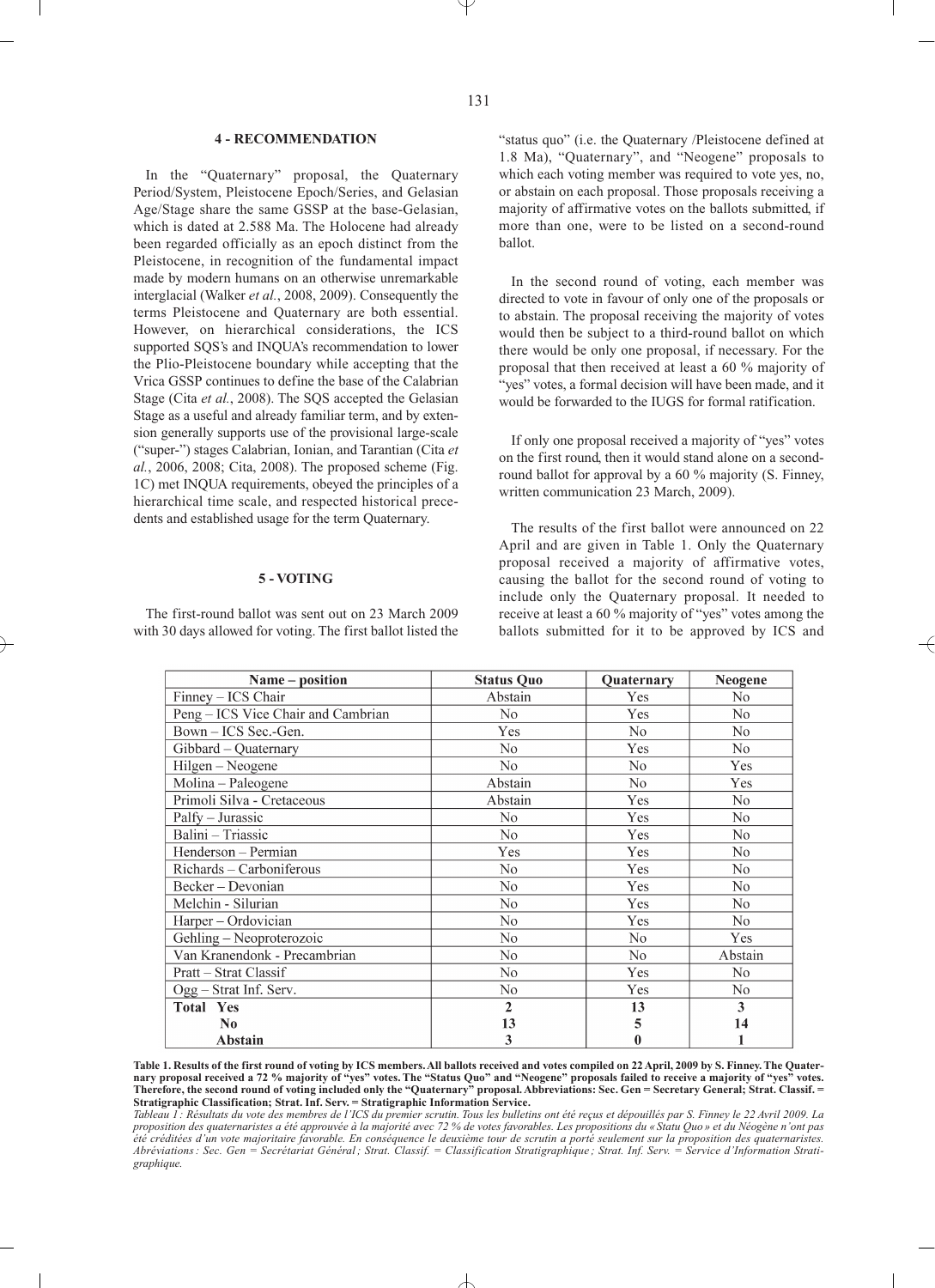## 4 - RECOMMENDATION

In the "Quaternary" proposal, the Quaternary Period/System, Pleistocene Epoch/Series, and Gelasian Age/Stage share the same GSSP at the base-Gelasian, which is dated at 2.588 Ma. The Holocene had already been regarded officially as an epoch distinct from the Pleistocene, in recognition of the fundamental impact made by modern humans on an otherwise unremarkable interglacial (Walker *et al.*, 2008, 2009). Consequently the terms Pleistocene and Quaternary are both essential. However, on hierarchical considerations, the ICS supported SQS's and INQUA's recommendation to lower the Plio-Pleistocene boundary while accepting that the Vrica GSSP continues to define the base of the Calabrian Stage (Cita *et al.*, 2008). The SQS accepted the Gelasian Stage as a useful and already familiar term, and by extension generally supports use of the provisional large-scale ("super-") stages Calabrian, Ionian, and Tarantian (Cita *et al.*, 2006, 2008; Cita, 2008). The proposed scheme (Fig. 1C) met INQUA requirements, obeyed the principles of a hierarchical time scale, and respected historical precedents and established usage for the term Quaternary.

## 5 - VOTING

The first-round ballot was sent out on 23 March 2009 with 30 days allowed for voting. The first ballot listed the "status quo" (i.e. the Quaternary /Pleistocene defined at 1.8 Ma), "Quaternary", and "Neogene" proposals to which each voting member was required to vote yes, no, or abstain on each proposal. Those proposals receiving a majority of affirmative votes on the ballots submitted, if more than one, were to be listed on a second-round ballot.

In the second round of voting, each member was directed to vote in favour of only one of the proposals or to abstain. The proposal receiving the majority of votes would then be subject to a third-round ballot on which there would be only one proposal, if necessary. For the proposal that then received at least a 60 % majority of "yes" votes, a formal decision will have been made, and it would be forwarded to the IUGS for formal ratification.

If only one proposal received a majority of "yes" votes on the first round, then it would stand alone on a second-round ballot for approval by a 60 % majority (S. Finney, written communication 23 March, 2009).

The results of the first ballot were announced on 22 April and are given in Table 1. Only the Quaternary proposal received a majority of affirmative votes, causing the ballot for the second round of voting to include only the Quaternary proposal. It needed to receive at least a 60 % majority of "yes" votes among the ballots submitted for it to be approved by ICS and

| Name – position | Status Quo | Quaternary | Neogene |
|---|---|---|---|
| Finney – ICS Chair | Abstain | Yes | No |
| Peng – ICS Vice Chair and Cambrian | No | Yes | No |
| Bown – ICS Sec.-Gen. | Yes | No | No |
| Gibbard – Quaternary | No | Yes | No |
| Hilgen – Neogene | No | No | Yes |
| Molina – Paleogene | Abstain | No | Yes |
| Primoli Silva - Cretaceous | Abstain | Yes | No |
| Palfy – Jurassic | No | Yes | No |
| Balini – Triassic | No | Yes | No |
| Henderson – Permian | Yes | Yes | No |
| Richards – Carboniferous | No | Yes | No |
| Becker – Devonian | No | Yes | No |
| Melchin - Silurian | No | Yes | No |
| Harper – Ordovician | No | Yes | No |
| Gehling – Neoproterozoic | No | No | Yes |
| Van Kranendonk - Precambrian | No | No | Abstain |
| Pratt – Strat Classif | No | Yes | No |
| Ogg – Strat Inf. Serv. | No | Yes | No |
| **Total Yes** | **2** | **13** | **3** |
| **No** | **13** | **5** | **14** |
| **Abstain** | **3** | **0** | **1** |

**Table 1. Results of the first round of voting by ICS members. All ballots received and votes compiled on 22 April, 2009 by S. Finney. The Quaternary proposal received a 72 % majority of "yes" votes. The "Status Quo" and "Neogene" proposals failed to receive a majority of "yes" votes. Therefore, the second round of voting included only the "Quaternary" proposal. Abbreviations: Sec. Gen = Secretary General; Strat. Classif. = Stratigraphic Classification; Strat. Inf. Serv. = Stratigraphic Information Service.**

*Tableau 1 : Résultats du vote des membres de l'ICS du premier scrutin. Tous les bulletins ont été reçus et dépouillés par S. Finney le 22 Avril 2009. La proposition des quaternaristes a été approuvée à la majorité avec 72 % de votes favorables. Les propositions du « Statu Quo » et du Néogène n'ont pas été créditées d'un vote majoritaire favorable. En conséquence le deuxième tour de scrutin a porté seulement sur la proposition des quaternaristes. Abréviations : Sec. Gen = Secrétariat Général ; Strat. Classif. = Classification Stratigraphique ; Strat. Inf. Serv. = Service d'Information Stratigraphique.*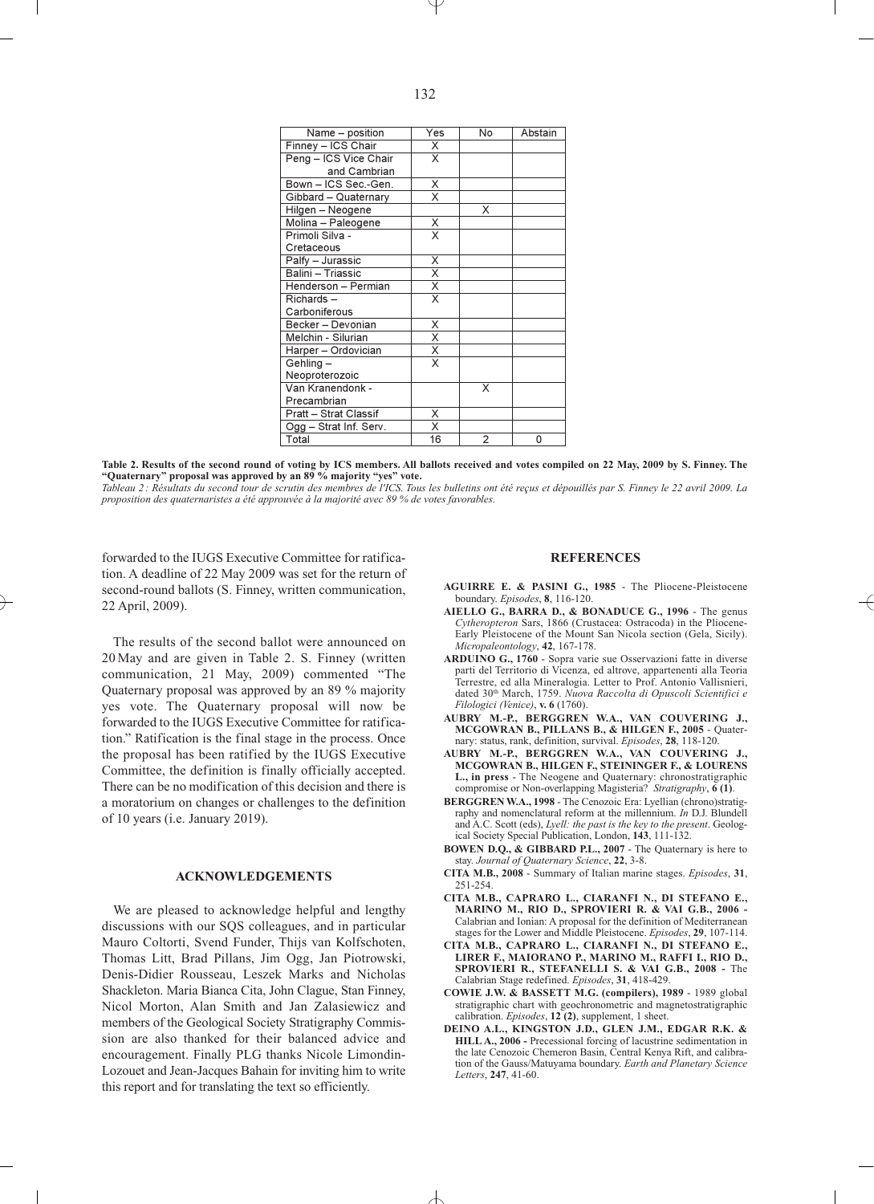| Name – position | Yes | No | Abstain |
|---|---|---|---|
| Finney – ICS Chair | X | | |
| Peng – ICS Vice Chair and Cambrian | X | | |
| Bown – ICS Sec.-Gen. | X | | |
| Gibbard – Quaternary | X | | |
| Hilgen – Neogene | | X | |
| Molina – Paleogene | X | | |
| Primoli Silva - Cretaceous | X | | |
| Palfy – Jurassic | X | | |
| Balini – Triassic | X | | |
| Henderson – Permian | X | | |
| Richards – Carboniferous | X | | |
| Becker – Devonian | X | | |
| Melchin - Silurian | X | | |
| Harper – Ordovician | X | | |
| Gehling – Neoproterozoic | X | | |
| Van Kranendonk - Precambrian | | X | |
| Pratt – Strat Classif | X | | |
| Ogg – Strat Inf. Serv. | X | | |
| Total | 16 | 2 | 0 |

**Table 2. Results of the second round of voting by ICS members. All ballots received and votes compiled on 22 May, 2009 by S. Finney. The "Quaternary" proposal was approved by an 89 % majority "yes" vote.**

*Tableau 2 : Résultats du second tour de scrutin des membres de l'ICS. Tous les bulletins ont été reçus et dépouillés par S. Finney le 22 avril 2009. La proposition des quaternaristes a été approuvée à la majorité avec 89 % de votes favorables.*

forwarded to the IUGS Executive Committee for ratification. A deadline of 22 May 2009 was set for the return of second-round ballots (S. Finney, written communication, 22 April, 2009).

The results of the second ballot were announced on 20 May and are given in Table 2. S. Finney (written communication, 21 May, 2009) commented "The Quaternary proposal was approved by an 89 % majority yes vote. The Quaternary proposal will now be forwarded to the IUGS Executive Committee for ratification." Ratification is the final stage in the process. Once the proposal has been ratified by the IUGS Executive Committee, the definition is finally officially accepted. There can be no modification of this decision and there is a moratorium on changes or challenges to the definition of 10 years (i.e. January 2019).

## ACKNOWLEDGEMENTS

We are pleased to acknowledge helpful and lengthy discussions with our SQS colleagues, and in particular Mauro Coltorti, Svend Funder, Thijs van Kolfschoten, Thomas Litt, Brad Pillans, Jim Ogg, Jan Piotrowski, Denis-Didier Rousseau, Leszek Marks and Nicholas Shackleton. Maria Bianca Cita, John Clague, Stan Finney, Nicol Morton, Alan Smith and Jan Zalasiewicz and members of the Geological Society Stratigraphy Commission are also thanked for their balanced advice and encouragement. Finally PLG thanks Nicole Limondin-Lozouet and Jean-Jacques Bahain for inviting him to write this report and for translating the text so efficiently.

## REFERENCES

**AGUIRRE E. & PASINI G., 1985** - The Pliocene-Pleistocene boundary. *Episodes*, **8**, 116-120.

**AIELLO G., BARRA D., & BONADUCE G., 1996** - The genus *Cytheropteron* Sars, 1866 (Crustacea: Ostracoda) in the Pliocene-Early Pleistocene of the Mount San Nicola section (Gela, Sicily). *Micropaleontology*, **42**, 167-178.

**ARDUINO G., 1760** - Sopra varie sue Osservazioni fatte in diverse parti del Territorio di Vicenza, ed altrove, appartenenti alla Teoria Terrestre, ed alla Mineralogia. Letter to Prof. Antonio Vallisnieri, dated 30th March, 1759. *Nuova Raccolta di Opuscoli Scientifici e Filologici (Venice)*, **v. 6** (1760).

**AUBRY M.-P., BERGGREN W.A., VAN COUVERING J., MCGOWRAN B., PILLANS B., & HILGEN F., 2005** - Quaternary: status, rank, definition, survival. *Episodes*, **28**, 118-120.

**AUBRY M.-P., BERGGREN W.A., VAN COUVERING J., MCGOWRAN B., HILGEN F., STEININGER F., & LOURENS L., in press** - The Neogene and Quaternary: chronostratigraphic compromise or Non-overlapping Magisteria? *Stratigraphy*, **6 (1)**.

**BERGGREN W.A., 1998** - The Cenozoic Era: Lyellian (chrono)stratigraphy and nomenclatural reform at the millennium. *In* D.J. Blundell and A.C. Scott (eds), *Lyell: the past is the key to the present*. Geological Society Special Publication, London, **143**, 111-132.

**BOWEN D.Q., & GIBBARD P.L., 2007** - The Quaternary is here to stay. *Journal of Quaternary Science*, **22**, 3-8.

**CITA M.B., 2008** - Summary of Italian marine stages. *Episodes*, **31**, 251-254.

**CITA M.B., CAPRARO L., CIARANFI N., DI STEFANO E., MARINO M., RIO D., SPROVIERI R. & VAI G.B., 2006** - Calabrian and Ionian: A proposal for the definition of Mediterranean stages for the Lower and Middle Pleistocene. *Episodes*, **29**, 107-114.

**CITA M.B., CAPRARO L., CIARANFI N., DI STEFANO E., LIRER F., MAIORANO P., MARINO M., RAFFI I., RIO D., SPROVIERI R., STEFANELLI S. & VAI G.B., 2008** - The Calabrian Stage redefined. *Episodes*, **31**, 418-429.

**COWIE J.W. & BASSETT M.G. (compilers), 1989** - 1989 global stratigraphic chart with geochronometric and magnetostratigraphic calibration. *Episodes*, **12 (2)**, supplement, 1 sheet.

**DEINO A.L., KINGSTON J.D., GLEN J.M., EDGAR R.K. & HILL A., 2006** - Precessional forcing of lacustrine sedimentation in the late Cenozoic Chemeron Basin, Central Kenya Rift, and calibration of the Gauss/Matuyama boundary. *Earth and Planetary Science Letters*, **247**, 41-60.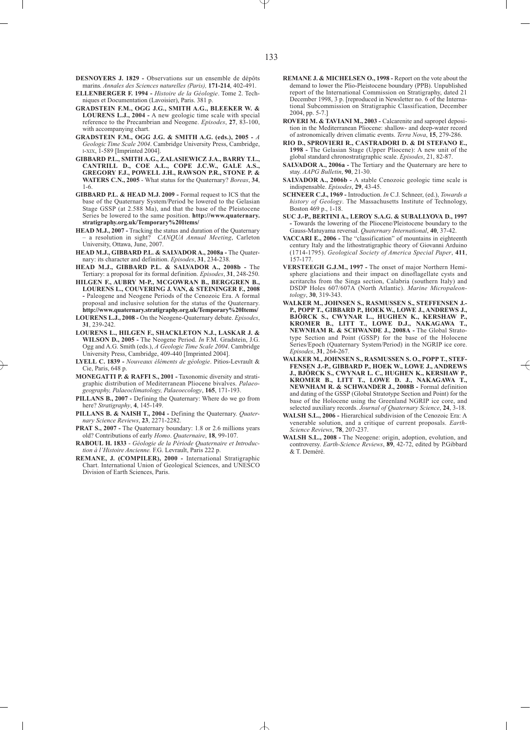**DESNOYERS J. 1829 -** Observations sur un ensemble de dépôts marins. *Annales des Sciences naturelles (Paris),* **171-214**, 402-491.

**ELLENBERGER F. 1994 -** *Histoire de la Géologie*. Tome 2. Techniques et Documentation (Lavoisier), Paris. 381 p.

**GRADSTEIN F.M., OGG J.G., SMITH A.G., BLEEKER W. & LOURENS L.J., 2004 -** A new geologic time scale with special reference to the Precambrian and Neogene. *Episodes*, **27**, 83-100, with accompanying chart.

**GRADSTEIN F.M., OGG J.G. & SMITH A.G. (eds.), 2005 -** *A Geologic Time Scale 2004*. Cambridge University Press, Cambridge, I-XIX, 1-589 [Imprinted 2004].

**GIBBARD P.L., SMITH A.G., ZALASIEWICZ J.A., BARRY T.L., CANTRILL D., COE A.L., COPE J.C.W., GALE A.S., GREGORY F.J., POWELL J.H., RAWSON P.R., STONE P. & WATERS C.N., 2005** - What status for the Quaternary? *Boreas*, **34**, 1-6.

**GIBBARD P.L. & HEAD M.J. 2009 -** Formal request to ICS that the base of the Quaternary System/Period be lowered to the Gelasian Stage GSSP (at 2.588 Ma), and that the base of the Pleistocene Series be lowered to the same position. **http://www.quaternary.stratigraphy.org.uk/Temporary%20Items/**

**HEAD M.J., 2007 -** Tracking the status and duration of the Quaternary – a resolution in sight? *CANQUA Annual Meeting*, Carleton University, Ottawa, June, 2007.

**HEAD M.J., GIBBARD P.L. & SALVADOR A., 2008a -** The Quaternary: its character and definition. *Episodes*, **31**, 234-238.

**HEAD M.J., GIBBARD P.L. & SALVADOR A., 2008b -** The Tertiary: a proposal for its formal definition. *Episodes*, **31**, 248-250.

**HILGEN F., AUBRY M-P., MCGOWRAN B., BERGGREN B., LOURENS L., COUVERING J. VAN, & STEININGER F., 2008 -** Paleogene and Neogene Periods of the Cenozoic Era. A formal proposal and inclusive solution for the status of the Quaternary. **http://www.quaternary.stratigraphy.org.uk/Temporary%20Items/**

**LOURENS L.J., 2008 -** On the Neogene-Quaternary debate. *Episodes*, **31**, 239-242.

**LOURENS L., HILGEN F., SHACKLETON N.J., LASKAR J. & WILSON D., 2005 -** The Neogene Period. *In* F.M. Gradstein, J.G. Ogg and A.G. Smith (eds.), *A Geologic Time Scale 2004*. Cambridge University Press, Cambridge, 409-440 [Imprinted 2004].

**LYELL C. 1839 -** *Nouveaux éléments de géologie*. Pitios-Levrault & Cie, Paris, 648 p.

**MONEGATTI P. & RAFFI S., 2001 -** Taxonomic diversity and stratigraphic distribution of Mediterranean Pliocene bivalves. *Palaeogeography, Palaeoclimatology, Palaeoecology*, **165**, 171-193.

**PILLANS B., 2007 -** Defining the Quaternary: Where do we go from here? *Stratigraphy*, **4**, 145-149.

**PILLANS B. & NAISH T., 2004 -** Defining the Quaternary. *Quaternary Science Reviews*, **23**, 2271-2282.

**PRAT S., 2007 -** The Quaternary boundary: 1.8 or 2.6 millions years old? Contributions of early *Homo*. *Quaternaire*, **18**, 99-107.

**RABOUL H. 1833** - *Géologie de la Période Quaternaire et Introduction à l'Histoire Ancienne.* F.G. Levrault, Paris 222 p.

**REMANE, J. (COMPILER), 2000 -** International Stratigraphic Chart. International Union of Geological Sciences, and UNESCO Division of Earth Sciences, Paris.

**REMANE J. & MICHELSEN O., 1998 -** Report on the vote about the demand to lower the Plio-Pleistocene boundary (PPB). Unpublished report of the International Commission on Stratigraphy, dated 21 December 1998, 3 p. [reproduced in Newsletter no. 6 of the International Subcommission on Stratigraphic Classification, December 2004, pp. 5-7.]

**ROVERI M. & TAVIANI M., 2003 -** Calcarenite and sapropel deposition in the Mediterranean Pliocene: shallow- and deep-water record of astronomically driven climatic events. *Terra Nova*, **15**, 279-286.

**RIO D., SPROVIERI R., CASTRADORI D. & DI STEFANO E., 1998 -** The Gelasian Stage (Upper Pliocene): A new unit of the global standard chronostratigraphic scale. *Episodes*, 21, 82-87.

**SALVADOR A., 2006a -** The Tertiary and the Quaternary are here to stay. *AAPG Bulletin*, **90**, 21-30.

**SALVADOR A., 2006b -** A stable Cenozoic geologic time scale is indispensable. *Episodes*, **29**, 43-45.

**SCHNEER C.J., 1969 -** Introduction. *In* C.J. Schneer, (ed.), *Towards a history of Geology*. The Massachusetts Institute of Technology, Boston 469 p., 1-18.

**SUC J.-P., BERTINI A., LEROY S.A.G. & SUBALLYOVA D., 1997 -** Towards the lowering of the Pliocene/Pleistocene boundary to the Gauss-Matuyama reversal. *Quaternary International*, **40**, 37-42.

**VACCARI E., 2006 -** The "classification" of mountains in eighteenth century Italy and the lithostratigraphic theory of Giovanni Arduino (1714-1795). *Geological Society of America Special Paper*, **411**, 157-177.

**VERSTEEGH G.J.M., 1997 -** The onset of major Northern Hemisphere glaciations and their impact on dinoflagellate cysts and acritarchs from the Singa section, Calabria (southern Italy) and DSDP Holes 607/607A (North Atlantic). *Marine Micropaleontology*, **30**, 319-343.

**WALKER M., JOHNSEN S., RASMUSSEN S., STEFFENSEN J.-P., POPP T., GIBBARD P., HOEK W., LOWE J., ANDREWS J., BJÖRCK S., CWYNAR L., HUGHEN K., KERSHAW P., KROMER B., LITT T., LOWE D.J., NAKAGAWA T., NEWNHAM R. & SCHWANDE J., 2008A -** The Global Stratotype Section and Point (GSSP) for the base of the Holocene Series/Epoch (Quaternary System/Period) in the NGRIP ice core. *Episodes*, **31**, 264-267.

**WALKER M., JOHNSEN S., RASMUSSEN S. O., POPP T., STEFFENSEN J.-P., GIBBARD P., HOEK W., LOWE J., ANDREWS J., BJÖRCK S., CWYNAR L. C., HUGHEN K., KERSHAW P., KROMER B., LITT T., LOWE D. J., NAKAGAWA T., NEWNHAM R. & SCHWANDER J., 2008B -** Formal definition and dating of the GSSP (Global Stratotype Section and Point) for the base of the Holocene using the Greenland NGRIP ice core, and selected auxiliary records. *Journal of Quaternary Science*, **24**, 3-18.

**WALSH S.L., 2006 -** Hierarchical subdivision of the Cenozoic Era: A venerable solution, and a critique of current proposals. *Earth-Science Reviews*, **78**, 207-237.

**WALSH S.L., 2008 -** The Neogene: origin, adoption, evolution, and controversy. *Earth-Science Reviews*, **89**, 42-72, edited by P.Gibbard & T. Deméré.